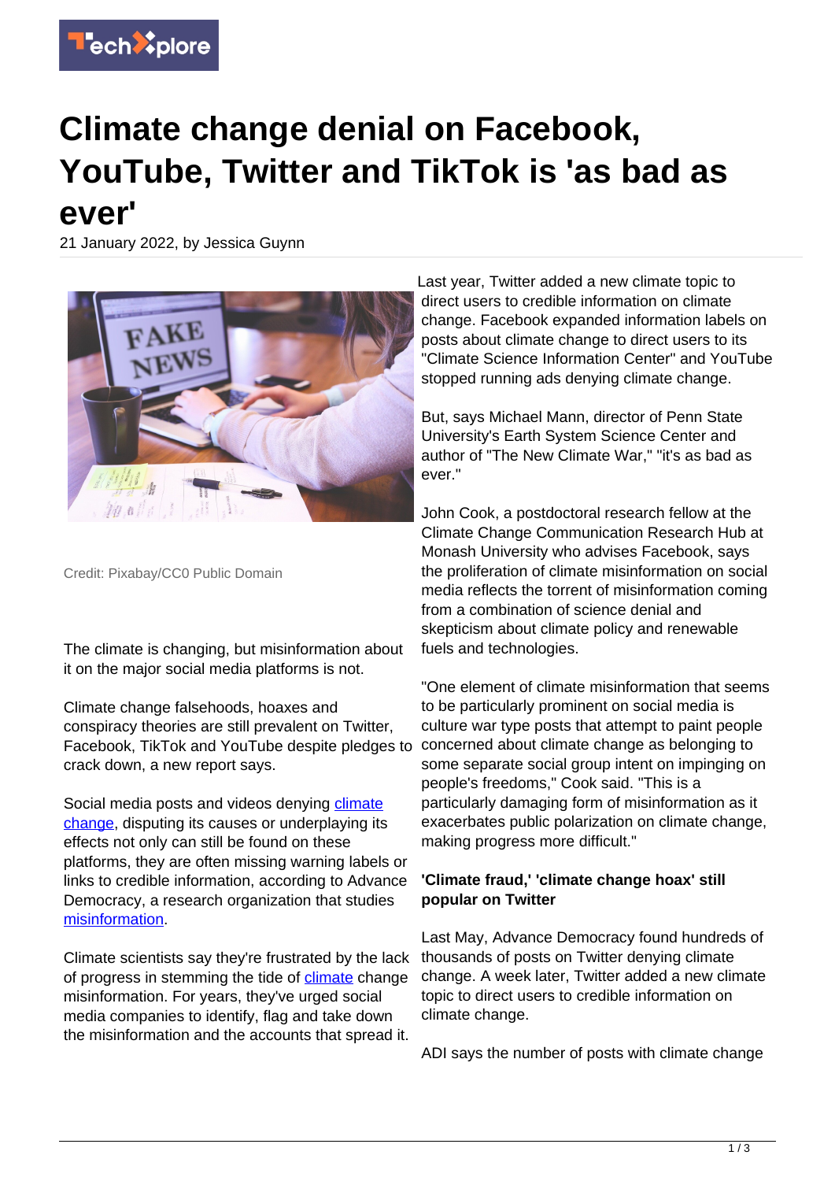# Climate change denial on Facebook, YouTube, Twitter and TikTok is 'as bad as ever'

21 January 2022, by Jessica Guynn

Credit: Pixabay/CC0 Public Domain

The climate is changing, but misinformation about it on the major social media platforms is not.

Climate change falsehoods, hoaxes and conspiracy theories are still prevalent on Twitter, Facebook, TikTok and YouTube despite pledges to crack down, a new report says.

Social media posts and videos denying climate change, disputing its causes or underplaying its effects not only can still be found on these platforms, they are often missing warning labels or links to credible information, according to Advance Democracy, a research organization that studies misinformation.

Climate scientists say they're frustrated by the lack of progress in stemming the tide of climate change misinformation. For years, they've urged social media companies to identify, flag and take down the misinformation and the accounts that spread it.

Last year, Twitter added a new climate topic to direct users to credible information on climate change. Facebook expanded information labels on posts about climate change to direct users to its "Climate Science Information Center" and YouTube stopped running ads denying climate change.

But, says Michael Mann, director of Penn State University's Earth System Science Center and author of "The New Climate War," "it's as bad as ever."

John Cook, a postdoctoral research fellow at the Climate Change Communication Research Hub at Monash University who advises Facebook, says the proliferation of climate misinformation on social media reflects the torrent of misinformation coming from a combination of science denial and skepticism about climate policy and renewable fuels and technologies.

"One element of climate misinformation that seems to be particularly prominent on social media is culture war type posts that attempt to paint people concerned about climate change as belonging to some separate social group intent on impinging on people's freedoms," Cook said. "This is a particularly damaging form of misinformation as it exacerbates public polarization on climate change, making progress more difficult."

**'Climate fraud,' 'climate change hoax' still popular on Twitter**

Last May, Advance Democracy found hundreds of thousands of posts on Twitter denying climate change. A week later, Twitter added a new climate topic to direct users to credible information on climate change.

ADI says the number of posts with climate change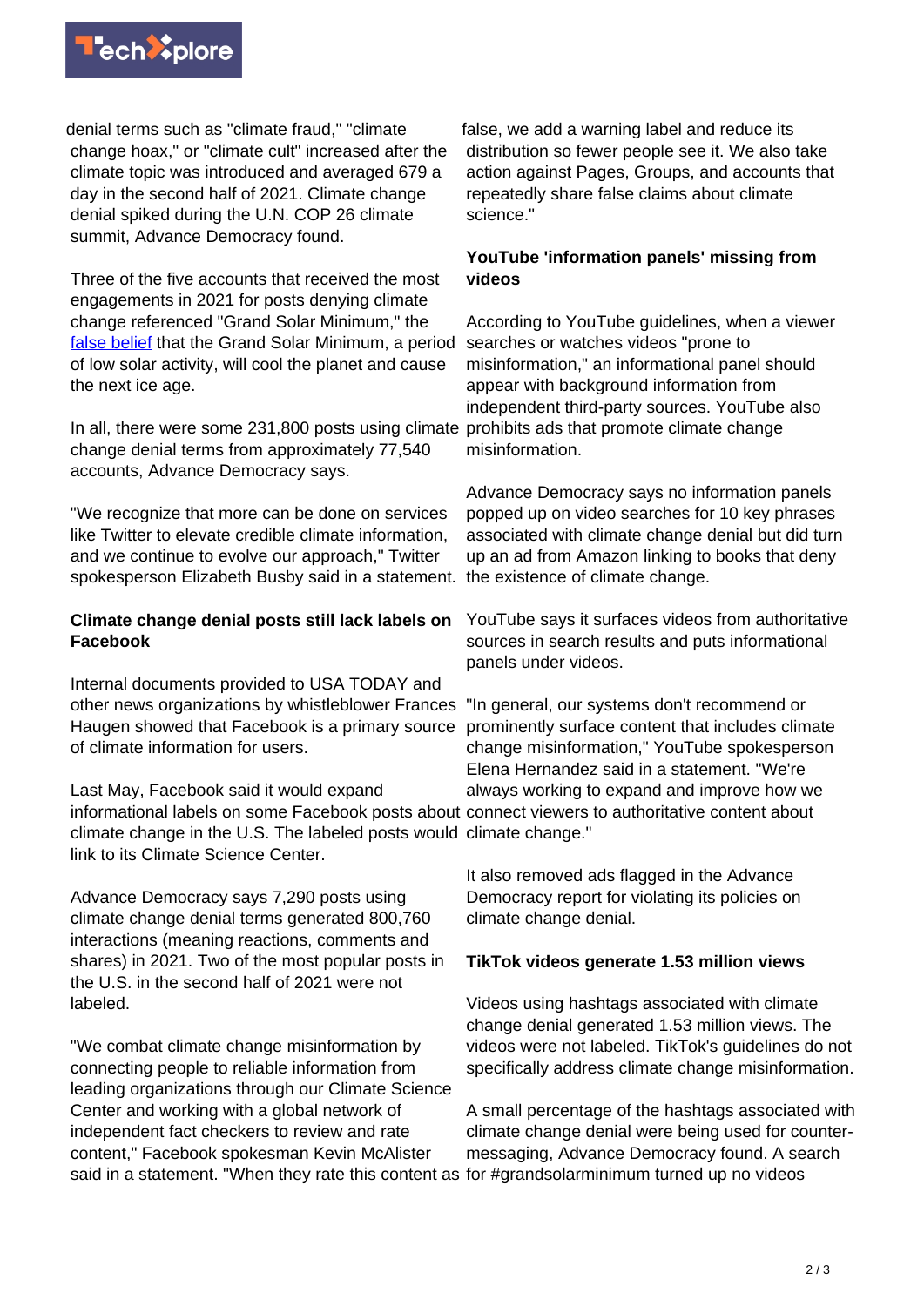denial terms such as "climate fraud," "climate change hoax," or "climate cult" increased after the climate topic was introduced and averaged 679 a day in the second half of 2021. Climate change denial spiked during the U.N. COP 26 climate summit, Advance Democracy found.

Three of the five accounts that received the most engagements in 2021 for posts denying climate change referenced "Grand Solar Minimum," the false belief that the Grand Solar Minimum, a period of low solar activity, will cool the planet and cause the next ice age.

In all, there were some 231,800 posts using climate change denial terms from approximately 77,540 accounts, Advance Democracy says.

"We recognize that more can be done on services like Twitter to elevate credible climate information, and we continue to evolve our approach," Twitter spokesperson Elizabeth Busby said in a statement.

**Climate change denial posts still lack labels on Facebook**

Internal documents provided to USA TODAY and other news organizations by whistleblower Frances Haugen showed that Facebook is a primary source of climate information for users.

Last May, Facebook said it would expand informational labels on some Facebook posts about climate change in the U.S. The labeled posts would link to its Climate Science Center.

Advance Democracy says 7,290 posts using climate change denial terms generated 800,760 interactions (meaning reactions, comments and shares) in 2021. Two of the most popular posts in the U.S. in the second half of 2021 were not labeled.

"We combat climate change misinformation by connecting people to reliable information from leading organizations through our Climate Science Center and working with a global network of independent fact checkers to review and rate content," Facebook spokesman Kevin McAlister said in a statement. "When they rate this content as false, we add a warning label and reduce its distribution so fewer people see it. We also take action against Pages, Groups, and accounts that repeatedly share false claims about climate science."

**YouTube 'information panels' missing from videos**

According to YouTube guidelines, when a viewer searches or watches videos "prone to misinformation," an informational panel should appear with background information from independent third-party sources. YouTube also prohibits ads that promote climate change misinformation.

Advance Democracy says no information panels popped up on video searches for 10 key phrases associated with climate change denial but did turn up an ad from Amazon linking to books that deny the existence of climate change.

YouTube says it surfaces videos from authoritative sources in search results and puts informational panels under videos.

"In general, our systems don't recommend or prominently surface content that includes climate change misinformation," YouTube spokesperson Elena Hernandez said in a statement. "We're always working to expand and improve how we connect viewers to authoritative content about climate change."

It also removed ads flagged in the Advance Democracy report for violating its policies on climate change denial.

**TikTok videos generate 1.53 million views**

Videos using hashtags associated with climate change denial generated 1.53 million views. The videos were not labeled. TikTok's guidelines do not specifically address climate change misinformation.

A small percentage of the hashtags associated with climate change denial were being used for counter-messaging, Advance Democracy found. A search for #grandsolarminimum turned up no videos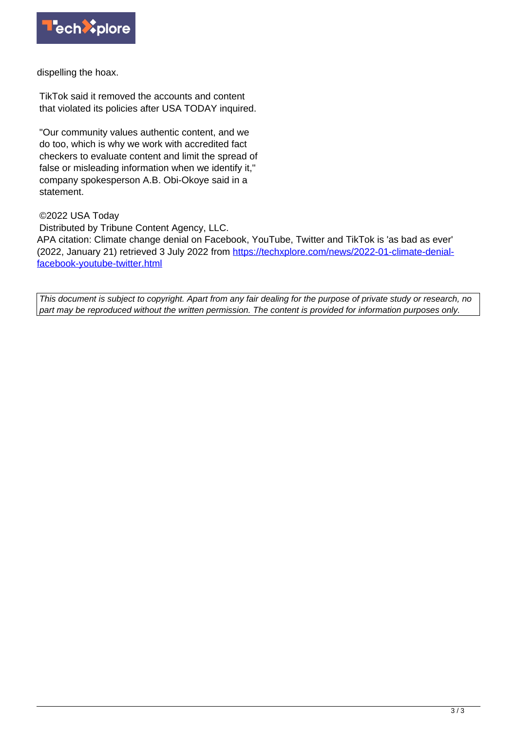dispelling the hoax.

TikTok said it removed the accounts and content that violated its policies after USA TODAY inquired.

"Our community values authentic content, and we do too, which is why we work with accredited fact checkers to evaluate content and limit the spread of false or misleading information when we identify it," company spokesperson A.B. Obi-Okoye said in a statement.

©2022 USA Today
Distributed by Tribune Content Agency, LLC.

APA citation: Climate change denial on Facebook, YouTube, Twitter and TikTok is 'as bad as ever' (2022, January 21) retrieved 3 July 2022 from https://techxplore.com/news/2022-01-climate-denial-facebook-youtube-twitter.html

*This document is subject to copyright. Apart from any fair dealing for the purpose of private study or research, no part may be reproduced without the written permission. The content is provided for information purposes only.*